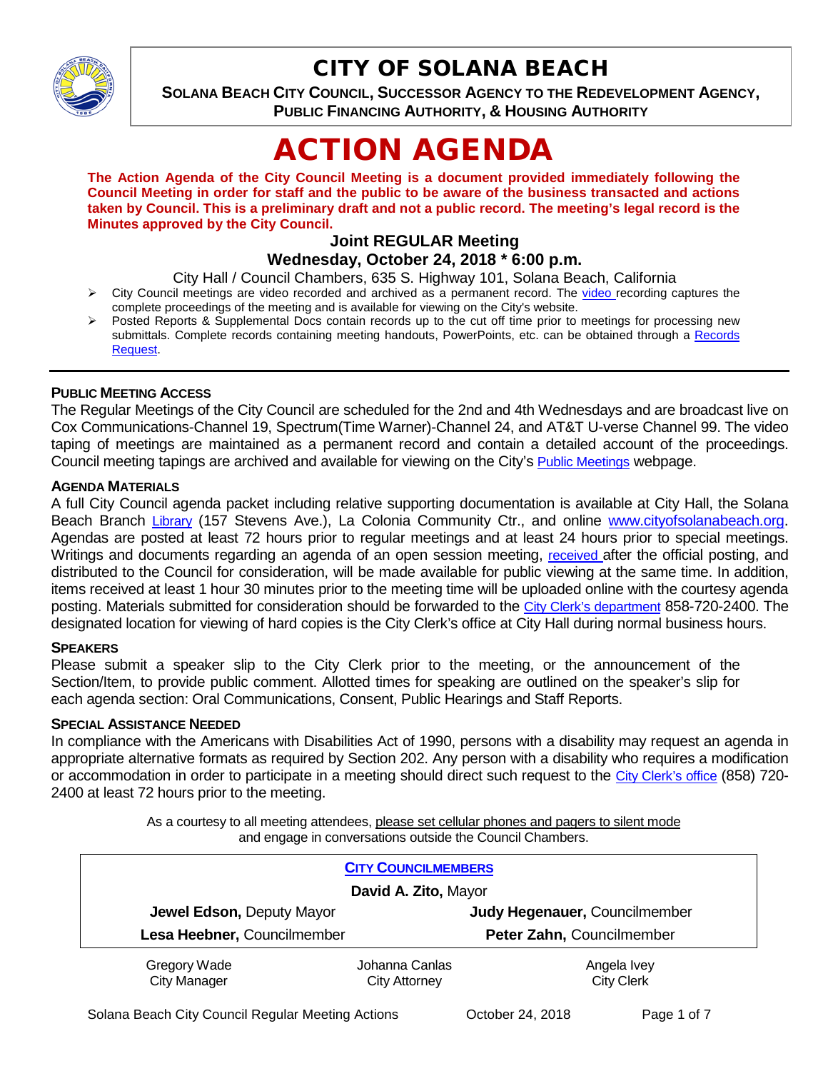# CITY OF SOLANA BEACH

**SOLANA BEACH CITY COUNCIL, SUCCESSOR AGENCY TO THE REDEVELOPMENT AGENCY, PUBLIC FINANCING AUTHORITY, & HOUSING AUTHORITY**

# ACTION AGENDA

**The Action Agenda of the City Council Meeting is a document provided immediately following the Council Meeting in order for staff and the public to be aware of the business transacted and actions taken by Council. This is a preliminary draft and not a public record. The meeting's legal record is the Minutes approved by the City Council.**

**Joint REGULAR Meeting**

**Wednesday, October 24, 2018 * 6:00 p.m.**

City Hall / Council Chambers, 635 S. Highway 101, Solana Beach, California

- City Council meetings are video recorded and archived as a permanent record. The video recording captures the complete proceedings of the meeting and is available for viewing on the City's website.
- Posted Reports & Supplemental Docs contain records up to the cut off time prior to meetings for processing new submittals. Complete records containing meeting handouts, PowerPoints, etc. can be obtained through a Records Request.

---

**PUBLIC MEETING ACCESS**

The Regular Meetings of the City Council are scheduled for the 2nd and 4th Wednesdays and are broadcast live on Cox Communications-Channel 19, Spectrum(Time Warner)-Channel 24, and AT&T U-verse Channel 99. The video taping of meetings are maintained as a permanent record and contain a detailed account of the proceedings. Council meeting tapings are archived and available for viewing on the City's Public Meetings webpage.

**AGENDA MATERIALS**

A full City Council agenda packet including relative supporting documentation is available at City Hall, the Solana Beach Branch Library (157 Stevens Ave.), La Colonia Community Ctr., and online www.cityofsolanabeach.org. Agendas are posted at least 72 hours prior to regular meetings and at least 24 hours prior to special meetings. Writings and documents regarding an agenda of an open session meeting, received after the official posting, and distributed to the Council for consideration, will be made available for public viewing at the same time. In addition, items received at least 1 hour 30 minutes prior to the meeting time will be uploaded online with the courtesy agenda posting. Materials submitted for consideration should be forwarded to the City Clerk's department 858-720-2400. The designated location for viewing of hard copies is the City Clerk's office at City Hall during normal business hours.

**SPEAKERS**

Please submit a speaker slip to the City Clerk prior to the meeting, or the announcement of the Section/Item, to provide public comment. Allotted times for speaking are outlined on the speaker's slip for each agenda section: Oral Communications, Consent, Public Hearings and Staff Reports.

**SPECIAL ASSISTANCE NEEDED**

In compliance with the Americans with Disabilities Act of 1990, persons with a disability may request an agenda in appropriate alternative formats as required by Section 202. Any person with a disability who requires a modification or accommodation in order to participate in a meeting should direct such request to the City Clerk's office (858) 720-2400 at least 72 hours prior to the meeting.

As a courtesy to all meeting attendees, please set cellular phones and pagers to silent mode and engage in conversations outside the Council Chambers.

**CITY COUNCILMEMBERS**

**David A. Zito,** Mayor

| | |
|---|---|
| **Jewel Edson,** Deputy Mayor | **Judy Hegenauer,** Councilmember |
| **Lesa Heebner,** Councilmember | **Peter Zahn,** Councilmember |

| | | |
|---|---|---|
| Gregory Wade<br>City Manager | Johanna Canlas<br>City Attorney | Angela Ivey<br>City Clerk |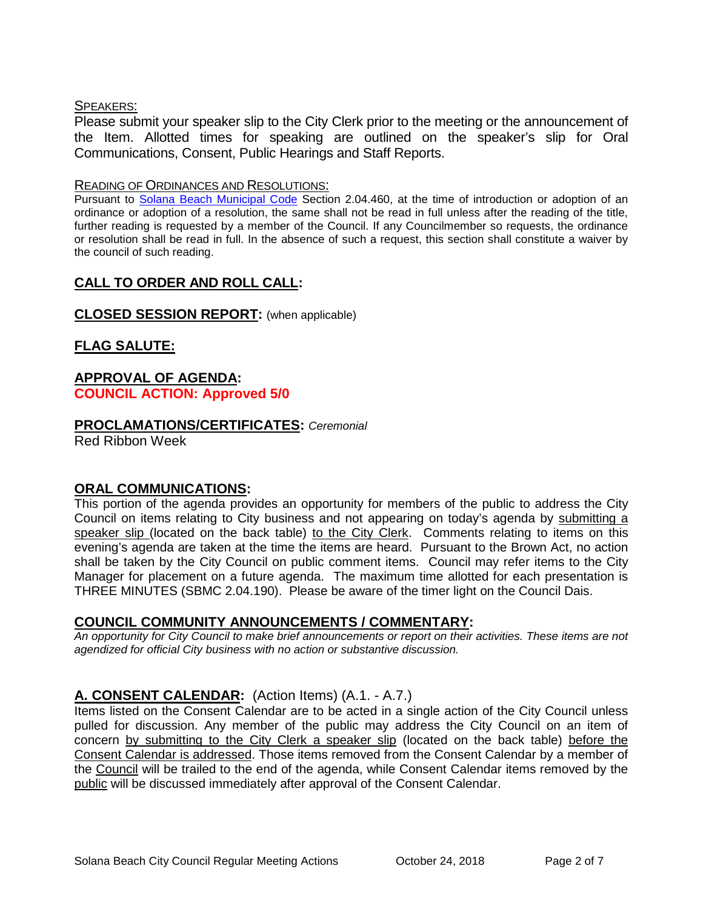SPEAKERS:

Please submit your speaker slip to the City Clerk prior to the meeting or the announcement of the Item. Allotted times for speaking are outlined on the speaker's slip for Oral Communications, Consent, Public Hearings and Staff Reports.

READING OF ORDINANCES AND RESOLUTIONS:

Pursuant to Solana Beach Municipal Code Section 2.04.460, at the time of introduction or adoption of an ordinance or adoption of a resolution, the same shall not be read in full unless after the reading of the title, further reading is requested by a member of the Council. If any Councilmember so requests, the ordinance or resolution shall be read in full. In the absence of such a request, this section shall constitute a waiver by the council of such reading.

## CALL TO ORDER AND ROLL CALL:

## CLOSED SESSION REPORT: (when applicable)

## FLAG SALUTE:

## APPROVAL OF AGENDA:

**COUNCIL ACTION: Approved 5/0**

## PROCLAMATIONS/CERTIFICATES: *Ceremonial*

Red Ribbon Week

## ORAL COMMUNICATIONS:

This portion of the agenda provides an opportunity for members of the public to address the City Council on items relating to City business and not appearing on today's agenda by submitting a speaker slip (located on the back table) to the City Clerk. Comments relating to items on this evening's agenda are taken at the time the items are heard. Pursuant to the Brown Act, no action shall be taken by the City Council on public comment items. Council may refer items to the City Manager for placement on a future agenda. The maximum time allotted for each presentation is THREE MINUTES (SBMC 2.04.190). Please be aware of the timer light on the Council Dais.

## COUNCIL COMMUNITY ANNOUNCEMENTS / COMMENTARY:

*An opportunity for City Council to make brief announcements or report on their activities. These items are not agendized for official City business with no action or substantive discussion.*

## A. CONSENT CALENDAR: (Action Items) (A.1. - A.7.)

Items listed on the Consent Calendar are to be acted in a single action of the City Council unless pulled for discussion. Any member of the public may address the City Council on an item of concern by submitting to the City Clerk a speaker slip (located on the back table) before the Consent Calendar is addressed. Those items removed from the Consent Calendar by a member of the Council will be trailed to the end of the agenda, while Consent Calendar items removed by the public will be discussed immediately after approval of the Consent Calendar.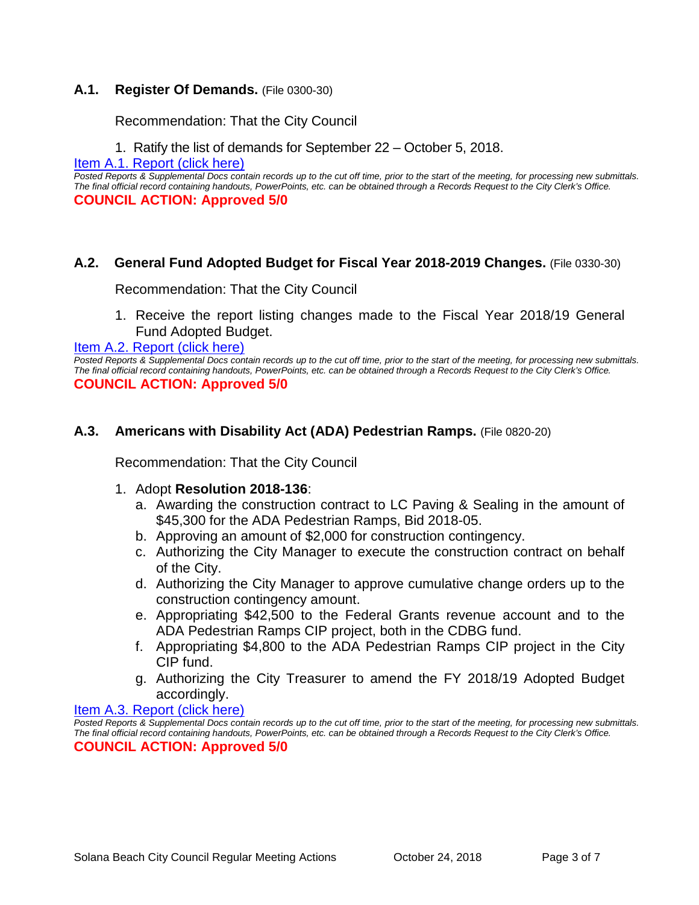### A.1. Register Of Demands. (File 0300-30)

Recommendation: That the City Council

1. Ratify the list of demands for September 22 – October 5, 2018.

[Item A.1. Report (click here)](#)

*Posted Reports & Supplemental Docs contain records up to the cut off time, prior to the start of the meeting, for processing new submittals. The final official record containing handouts, PowerPoints, etc. can be obtained through a Records Request to the City Clerk's Office.*

**COUNCIL ACTION: Approved 5/0**

### A.2. General Fund Adopted Budget for Fiscal Year 2018-2019 Changes. (File 0330-30)

Recommendation: That the City Council

1. Receive the report listing changes made to the Fiscal Year 2018/19 General Fund Adopted Budget.

[Item A.2. Report (click here)](#)

*Posted Reports & Supplemental Docs contain records up to the cut off time, prior to the start of the meeting, for processing new submittals. The final official record containing handouts, PowerPoints, etc. can be obtained through a Records Request to the City Clerk's Office.*

**COUNCIL ACTION: Approved 5/0**

### A.3. Americans with Disability Act (ADA) Pedestrian Ramps. (File 0820-20)

Recommendation: That the City Council

1. Adopt **Resolution 2018-136**:
   a. Awarding the construction contract to LC Paving & Sealing in the amount of $45,300 for the ADA Pedestrian Ramps, Bid 2018-05.
   b. Approving an amount of $2,000 for construction contingency.
   c. Authorizing the City Manager to execute the construction contract on behalf of the City.
   d. Authorizing the City Manager to approve cumulative change orders up to the construction contingency amount.
   e. Appropriating $42,500 to the Federal Grants revenue account and to the ADA Pedestrian Ramps CIP project, both in the CDBG fund.
   f. Appropriating $4,800 to the ADA Pedestrian Ramps CIP project in the City CIP fund.
   g. Authorizing the City Treasurer to amend the FY 2018/19 Adopted Budget accordingly.

[Item A.3. Report (click here)](#)

*Posted Reports & Supplemental Docs contain records up to the cut off time, prior to the start of the meeting, for processing new submittals. The final official record containing handouts, PowerPoints, etc. can be obtained through a Records Request to the City Clerk's Office.*

**COUNCIL ACTION: Approved 5/0**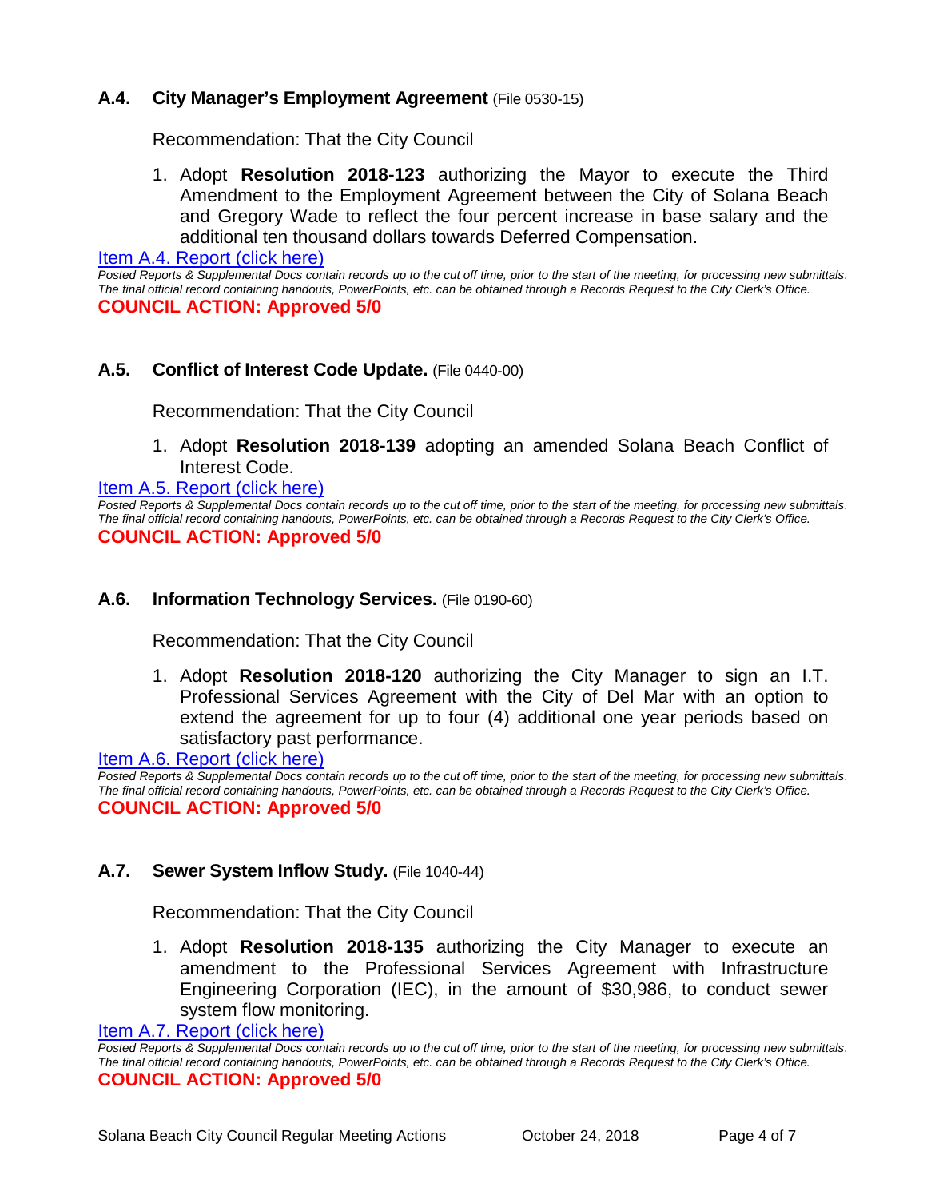### A.4. City Manager's Employment Agreement (File 0530-15)

Recommendation: That the City Council

1. Adopt **Resolution 2018-123** authorizing the Mayor to execute the Third Amendment to the Employment Agreement between the City of Solana Beach and Gregory Wade to reflect the four percent increase in base salary and the additional ten thousand dollars towards Deferred Compensation.

Item A.4. Report (click here)

*Posted Reports & Supplemental Docs contain records up to the cut off time, prior to the start of the meeting, for processing new submittals. The final official record containing handouts, PowerPoints, etc. can be obtained through a Records Request to the City Clerk's Office.*

**COUNCIL ACTION: Approved 5/0**

### A.5. Conflict of Interest Code Update. (File 0440-00)

Recommendation: That the City Council

1. Adopt **Resolution 2018-139** adopting an amended Solana Beach Conflict of Interest Code.

Item A.5. Report (click here)

*Posted Reports & Supplemental Docs contain records up to the cut off time, prior to the start of the meeting, for processing new submittals. The final official record containing handouts, PowerPoints, etc. can be obtained through a Records Request to the City Clerk's Office.*

**COUNCIL ACTION: Approved 5/0**

### A.6. Information Technology Services. (File 0190-60)

Recommendation: That the City Council

1. Adopt **Resolution 2018-120** authorizing the City Manager to sign an I.T. Professional Services Agreement with the City of Del Mar with an option to extend the agreement for up to four (4) additional one year periods based on satisfactory past performance.

Item A.6. Report (click here)

*Posted Reports & Supplemental Docs contain records up to the cut off time, prior to the start of the meeting, for processing new submittals. The final official record containing handouts, PowerPoints, etc. can be obtained through a Records Request to the City Clerk's Office.*

**COUNCIL ACTION: Approved 5/0**

### A.7. Sewer System Inflow Study. (File 1040-44)

Recommendation: That the City Council

1. Adopt **Resolution 2018-135** authorizing the City Manager to execute an amendment to the Professional Services Agreement with Infrastructure Engineering Corporation (IEC), in the amount of $30,986, to conduct sewer system flow monitoring.

Item A.7. Report (click here)

*Posted Reports & Supplemental Docs contain records up to the cut off time, prior to the start of the meeting, for processing new submittals. The final official record containing handouts, PowerPoints, etc. can be obtained through a Records Request to the City Clerk's Office.*

**COUNCIL ACTION: Approved 5/0**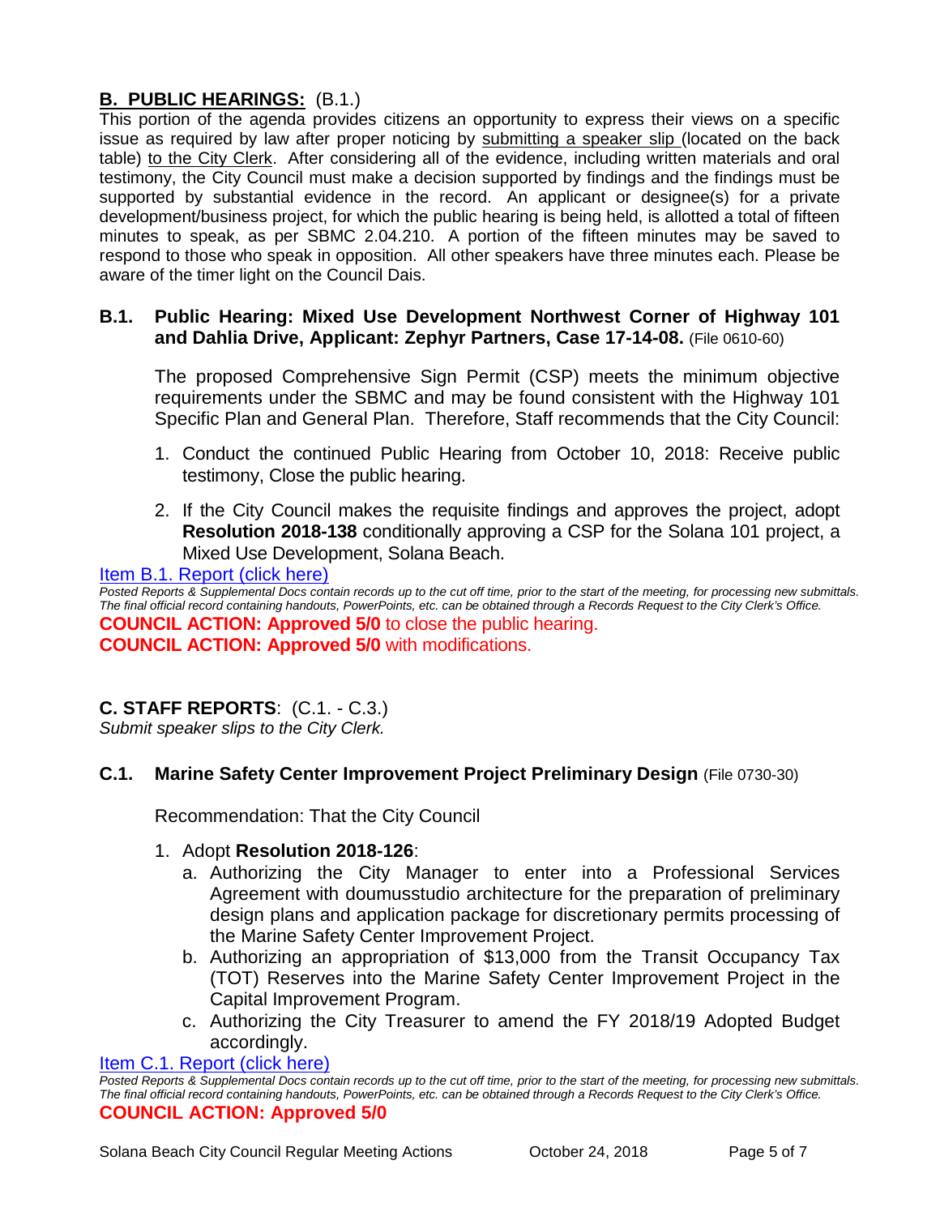## **B. PUBLIC HEARINGS:** (B.1.)

This portion of the agenda provides citizens an opportunity to express their views on a specific issue as required by law after proper noticing by submitting a speaker slip (located on the back table) to the City Clerk. After considering all of the evidence, including written materials and oral testimony, the City Council must make a decision supported by findings and the findings must be supported by substantial evidence in the record. An applicant or designee(s) for a private development/business project, for which the public hearing is being held, is allotted a total of fifteen minutes to speak, as per SBMC 2.04.210. A portion of the fifteen minutes may be saved to respond to those who speak in opposition. All other speakers have three minutes each. Please be aware of the timer light on the Council Dais.

### **B.1. Public Hearing: Mixed Use Development Northwest Corner of Highway 101 and Dahlia Drive, Applicant: Zephyr Partners, Case 17-14-08.** (File 0610-60)

The proposed Comprehensive Sign Permit (CSP) meets the minimum objective requirements under the SBMC and may be found consistent with the Highway 101 Specific Plan and General Plan. Therefore, Staff recommends that the City Council:

1. Conduct the continued Public Hearing from October 10, 2018: Receive public testimony, Close the public hearing.
2. If the City Council makes the requisite findings and approves the project, adopt **Resolution 2018-138** conditionally approving a CSP for the Solana 101 project, a Mixed Use Development, Solana Beach.

Item B.1. Report (click here)

*Posted Reports & Supplemental Docs contain records up to the cut off time, prior to the start of the meeting, for processing new submittals. The final official record containing handouts, PowerPoints, etc. can be obtained through a Records Request to the City Clerk's Office.*

**COUNCIL ACTION: Approved 5/0** to close the public hearing.
**COUNCIL ACTION: Approved 5/0** with modifications.

## **C. STAFF REPORTS**: (C.1. - C.3.)

*Submit speaker slips to the City Clerk.*

### **C.1. Marine Safety Center Improvement Project Preliminary Design** (File 0730-30)

Recommendation: That the City Council

1. Adopt **Resolution 2018-126**:
   a. Authorizing the City Manager to enter into a Professional Services Agreement with doumusstudio architecture for the preparation of preliminary design plans and application package for discretionary permits processing of the Marine Safety Center Improvement Project.
   b. Authorizing an appropriation of $13,000 from the Transit Occupancy Tax (TOT) Reserves into the Marine Safety Center Improvement Project in the Capital Improvement Program.
   c. Authorizing the City Treasurer to amend the FY 2018/19 Adopted Budget accordingly.

Item C.1. Report (click here)

*Posted Reports & Supplemental Docs contain records up to the cut off time, prior to the start of the meeting, for processing new submittals. The final official record containing handouts, PowerPoints, etc. can be obtained through a Records Request to the City Clerk's Office.*

**COUNCIL ACTION: Approved 5/0**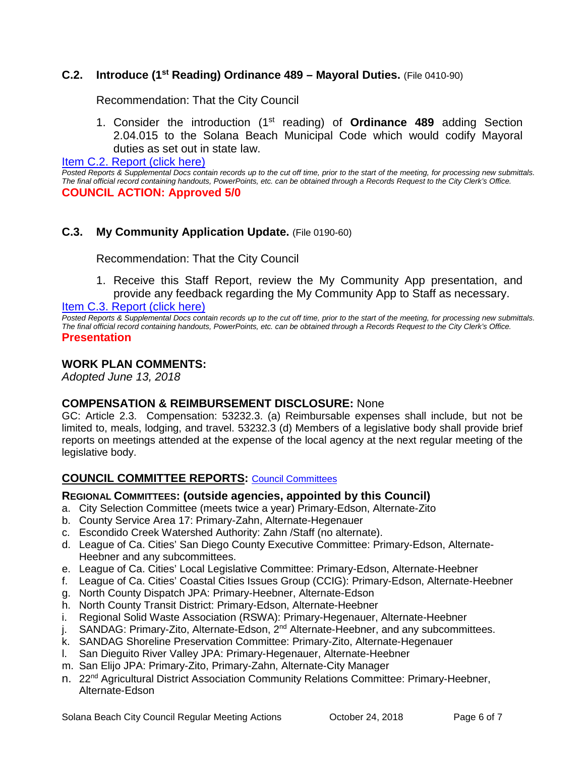### C.2. Introduce (1st Reading) Ordinance 489 – Mayoral Duties. (File 0410-90)

Recommendation: That the City Council

1. Consider the introduction (1st reading) of **Ordinance 489** adding Section 2.04.015 to the Solana Beach Municipal Code which would codify Mayoral duties as set out in state law.

[Item C.2. Report (click here)]

*Posted Reports & Supplemental Docs contain records up to the cut off time, prior to the start of the meeting, for processing new submittals. The final official record containing handouts, PowerPoints, etc. can be obtained through a Records Request to the City Clerk's Office.*

**COUNCIL ACTION: Approved 5/0**

### C.3. My Community Application Update. (File 0190-60)

Recommendation: That the City Council

1. Receive this Staff Report, review the My Community App presentation, and provide any feedback regarding the My Community App to Staff as necessary.

[Item C.3. Report (click here)]

*Posted Reports & Supplemental Docs contain records up to the cut off time, prior to the start of the meeting, for processing new submittals. The final official record containing handouts, PowerPoints, etc. can be obtained through a Records Request to the City Clerk's Office.*

**Presentation**

## WORK PLAN COMMENTS:

*Adopted June 13, 2018*

## COMPENSATION & REIMBURSEMENT DISCLOSURE: None

GC: Article 2.3. Compensation: 53232.3. (a) Reimbursable expenses shall include, but not be limited to, meals, lodging, and travel. 53232.3 (d) Members of a legislative body shall provide brief reports on meetings attended at the expense of the local agency at the next regular meeting of the legislative body.

## COUNCIL COMMITTEE REPORTS: [Council Committees]

### REGIONAL COMMITTEES: (outside agencies, appointed by this Council)

a. City Selection Committee (meets twice a year) Primary-Edson, Alternate-Zito
b. County Service Area 17: Primary-Zahn, Alternate-Hegenauer
c. Escondido Creek Watershed Authority: Zahn /Staff (no alternate).
d. League of Ca. Cities' San Diego County Executive Committee: Primary-Edson, Alternate-Heebner and any subcommittees.
e. League of Ca. Cities' Local Legislative Committee: Primary-Edson, Alternate-Heebner
f. League of Ca. Cities' Coastal Cities Issues Group (CCIG): Primary-Edson, Alternate-Heebner
g. North County Dispatch JPA: Primary-Heebner, Alternate-Edson
h. North County Transit District: Primary-Edson, Alternate-Heebner
i. Regional Solid Waste Association (RSWA): Primary-Hegenauer, Alternate-Heebner
j. SANDAG: Primary-Zito, Alternate-Edson, 2nd Alternate-Heebner, and any subcommittees.
k. SANDAG Shoreline Preservation Committee: Primary-Zito, Alternate-Hegenauer
l. San Dieguito River Valley JPA: Primary-Hegenauer, Alternate-Heebner
m. San Elijo JPA: Primary-Zito, Primary-Zahn, Alternate-City Manager
n. 22nd Agricultural District Association Community Relations Committee: Primary-Heebner, Alternate-Edson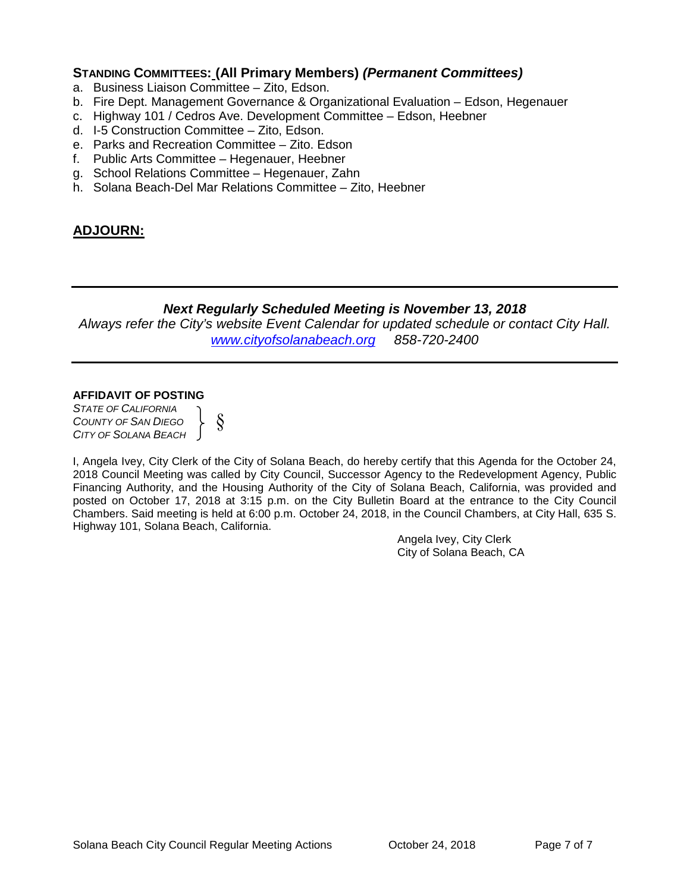### **STANDING COMMITTEES: (All Primary Members)** ***(Permanent Committees)***

a. Business Liaison Committee – Zito, Edson.
b. Fire Dept. Management Governance & Organizational Evaluation – Edson, Hegenauer
c. Highway 101 / Cedros Ave. Development Committee – Edson, Heebner
d. I-5 Construction Committee – Zito, Edson.
e. Parks and Recreation Committee – Zito. Edson
f. Public Arts Committee – Hegenauer, Heebner
g. School Relations Committee – Hegenauer, Zahn
h. Solana Beach-Del Mar Relations Committee – Zito, Heebner

## **ADJOURN:**

---

***Next Regularly Scheduled Meeting is November 13, 2018***

*Always refer the City's website Event Calendar for updated schedule or contact City Hall.*
*www.cityofsolanabeach.org 858-720-2400*

---

**AFFIDAVIT OF POSTING**

*STATE OF CALIFORNIA*
*COUNTY OF SAN DIEGO* §
*CITY OF SOLANA BEACH*

I, Angela Ivey, City Clerk of the City of Solana Beach, do hereby certify that this Agenda for the October 24, 2018 Council Meeting was called by City Council, Successor Agency to the Redevelopment Agency, Public Financing Authority, and the Housing Authority of the City of Solana Beach, California, was provided and posted on October 17, 2018 at 3:15 p.m. on the City Bulletin Board at the entrance to the City Council Chambers. Said meeting is held at 6:00 p.m. October 24, 2018, in the Council Chambers, at City Hall, 635 S. Highway 101, Solana Beach, California.

Angela Ivey, City Clerk
City of Solana Beach, CA